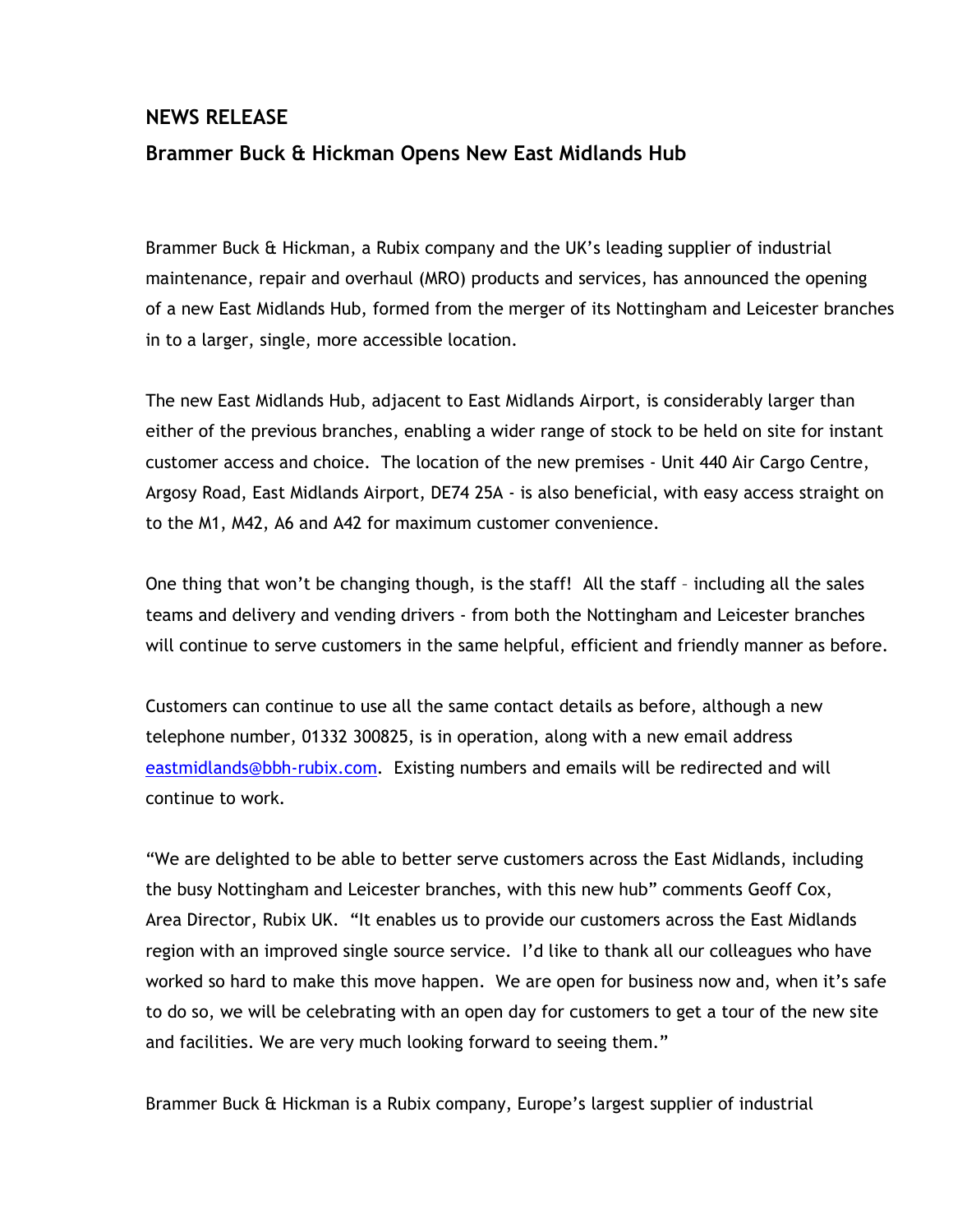# NEWS RELEASE

## Brammer Buck & Hickman Opens New East Midlands Hub

Brammer Buck & Hickman, a Rubix company and the UK's leading supplier of industrial maintenance, repair and overhaul (MRO) products and services, has announced the opening of a new East Midlands Hub, formed from the merger of its Nottingham and Leicester branches in to a larger, single, more accessible location.

The new East Midlands Hub, adjacent to East Midlands Airport, is considerably larger than either of the previous branches, enabling a wider range of stock to be held on site for instant customer access and choice. The location of the new premises - Unit 440 Air Cargo Centre, Argosy Road, East Midlands Airport, DE74 25A - is also beneficial, with easy access straight on to the M1, M42, A6 and A42 for maximum customer convenience.

One thing that won't be changing though, is the staff! All the staff – including all the sales teams and delivery and vending drivers - from both the Nottingham and Leicester branches will continue to serve customers in the same helpful, efficient and friendly manner as before.

Customers can continue to use all the same contact details as before, although a new telephone number, 01332 300825, is in operation, along with a new email address eastmidlands@bbh-rubix.com. Existing numbers and emails will be redirected and will continue to work.

"We are delighted to be able to better serve customers across the East Midlands, including the busy Nottingham and Leicester branches, with this new hub" comments Geoff Cox, Area Director, Rubix UK. "It enables us to provide our customers across the East Midlands region with an improved single source service. I'd like to thank all our colleagues who have worked so hard to make this move happen. We are open for business now and, when it's safe to do so, we will be celebrating with an open day for customers to get a tour of the new site and facilities. We are very much looking forward to seeing them."

Brammer Buck & Hickman is a Rubix company, Europe's largest supplier of industrial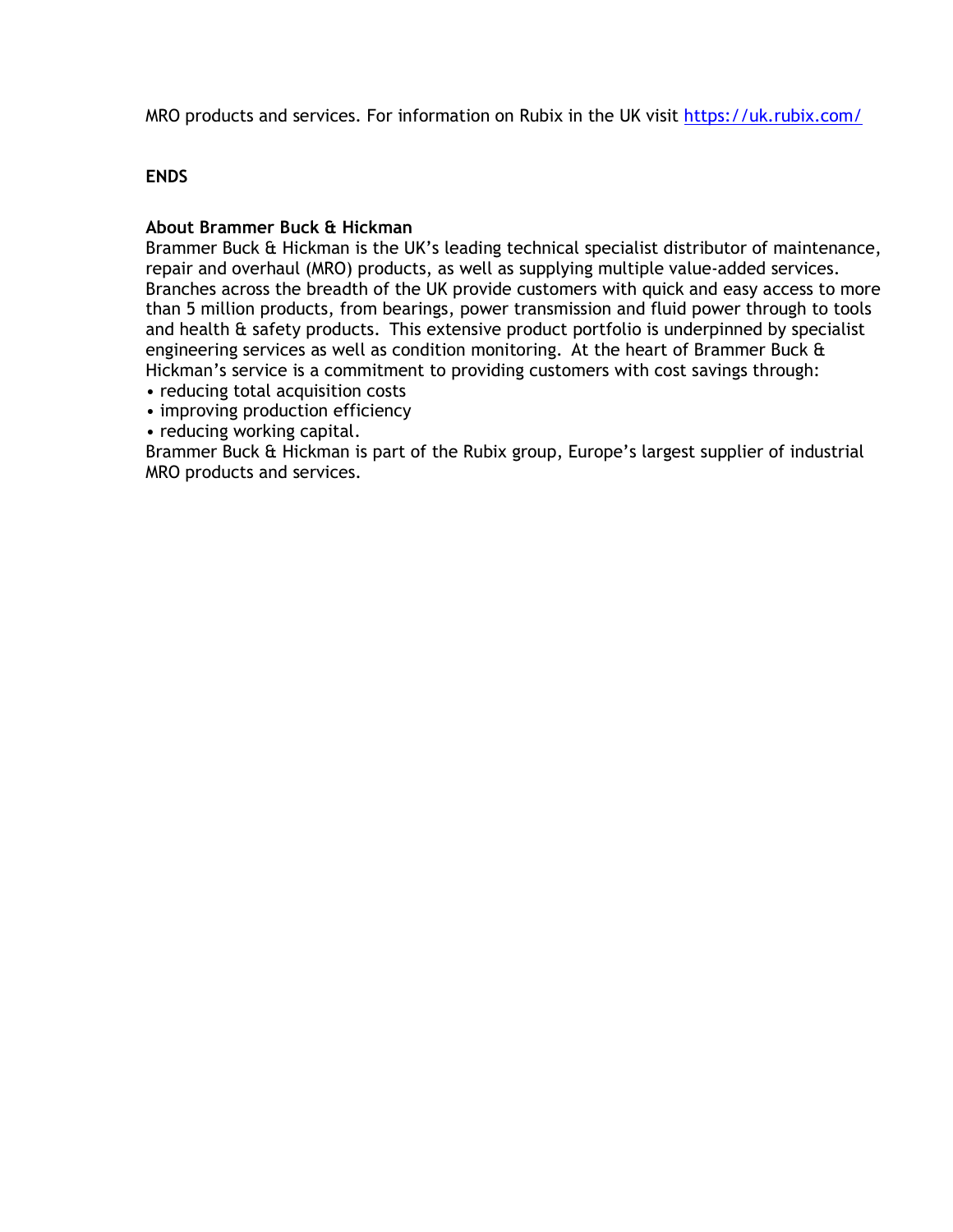MRO products and services. For information on Rubix in the UK visit https://uk.rubix.com/

**ENDS**

**About Brammer Buck & Hickman**

Brammer Buck & Hickman is the UK's leading technical specialist distributor of maintenance, repair and overhaul (MRO) products, as well as supplying multiple value-added services. Branches across the breadth of the UK provide customers with quick and easy access to more than 5 million products, from bearings, power transmission and fluid power through to tools and health & safety products. This extensive product portfolio is underpinned by specialist engineering services as well as condition monitoring. At the heart of Brammer Buck & Hickman's service is a commitment to providing customers with cost savings through:

- reducing total acquisition costs
- improving production efficiency
- reducing working capital.

Brammer Buck & Hickman is part of the Rubix group, Europe's largest supplier of industrial MRO products and services.